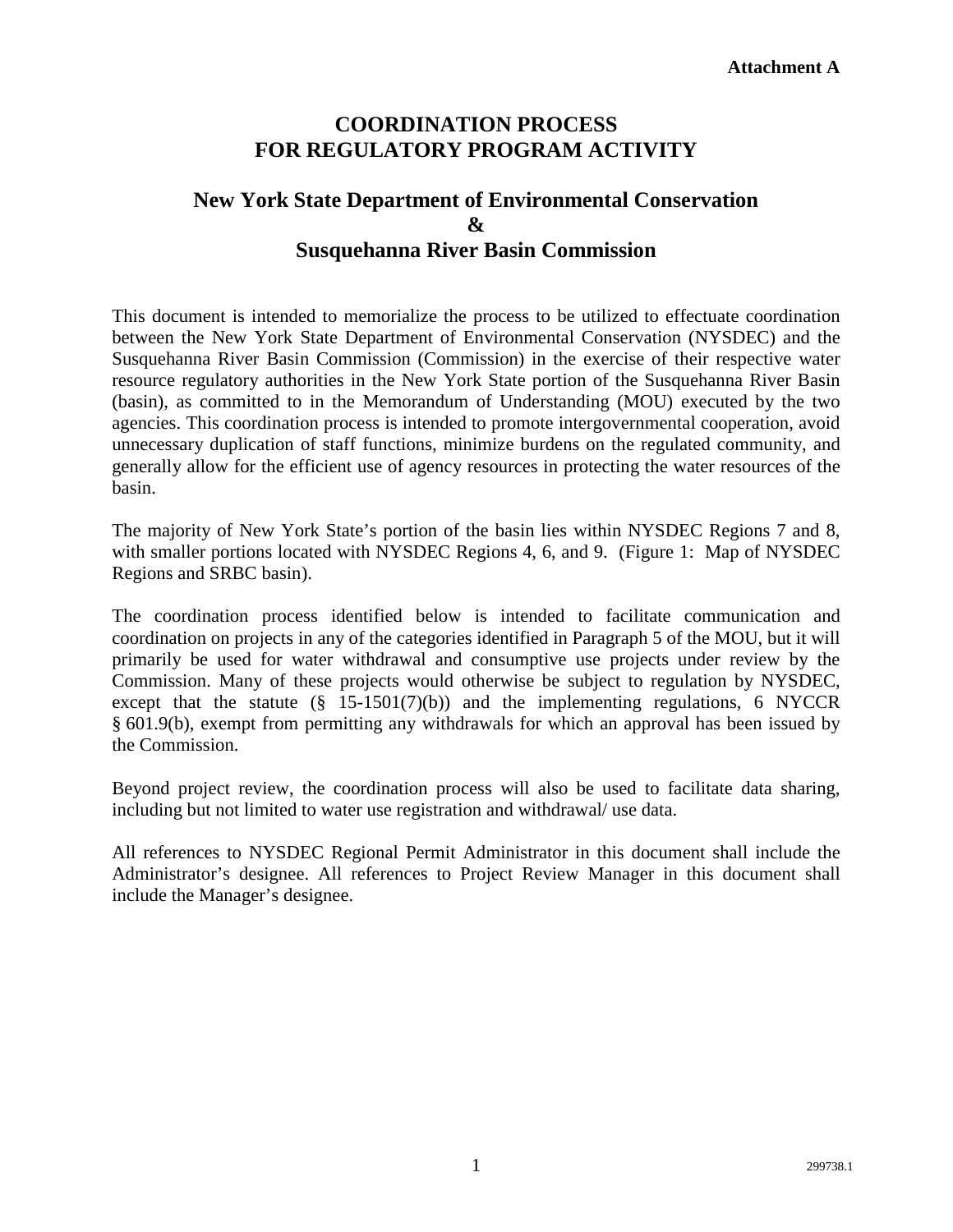**Attachment A**

# COORDINATION PROCESS FOR REGULATORY PROGRAM ACTIVITY

## New York State Department of Environmental Conservation & Susquehanna River Basin Commission

This document is intended to memorialize the process to be utilized to effectuate coordination between the New York State Department of Environmental Conservation (NYSDEC) and the Susquehanna River Basin Commission (Commission) in the exercise of their respective water resource regulatory authorities in the New York State portion of the Susquehanna River Basin (basin), as committed to in the Memorandum of Understanding (MOU) executed by the two agencies. This coordination process is intended to promote intergovernmental cooperation, avoid unnecessary duplication of staff functions, minimize burdens on the regulated community, and generally allow for the efficient use of agency resources in protecting the water resources of the basin.

The majority of New York State's portion of the basin lies within NYSDEC Regions 7 and 8, with smaller portions located with NYSDEC Regions 4, 6, and 9. (Figure 1: Map of NYSDEC Regions and SRBC basin).

The coordination process identified below is intended to facilitate communication and coordination on projects in any of the categories identified in Paragraph 5 of the MOU, but it will primarily be used for water withdrawal and consumptive use projects under review by the Commission. Many of these projects would otherwise be subject to regulation by NYSDEC, except that the statute (§ 15-1501(7)(b)) and the implementing regulations, 6 NYCCR § 601.9(b), exempt from permitting any withdrawals for which an approval has been issued by the Commission.

Beyond project review, the coordination process will also be used to facilitate data sharing, including but not limited to water use registration and withdrawal/ use data.

All references to NYSDEC Regional Permit Administrator in this document shall include the Administrator's designee. All references to Project Review Manager in this document shall include the Manager's designee.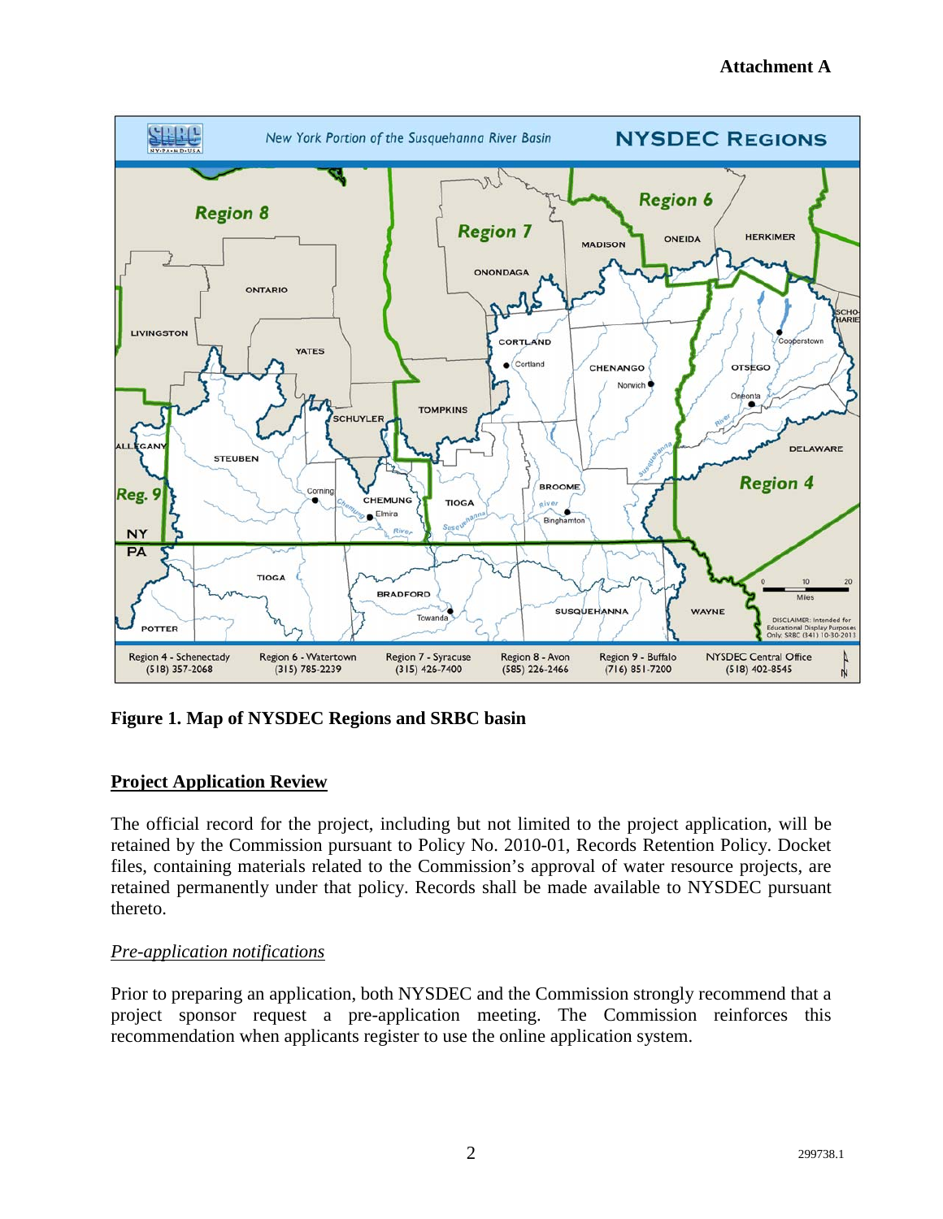**Attachment A**

**Figure 1. Map of NYSDEC Regions and SRBC basin**

## Project Application Review

The official record for the project, including but not limited to the project application, will be retained by the Commission pursuant to Policy No. 2010-01, Records Retention Policy. Docket files, containing materials related to the Commission's approval of water resource projects, are retained permanently under that policy. Records shall be made available to NYSDEC pursuant thereto.

### *Pre-application notifications*

Prior to preparing an application, both NYSDEC and the Commission strongly recommend that a project sponsor request a pre-application meeting. The Commission reinforces this recommendation when applicants register to use the online application system.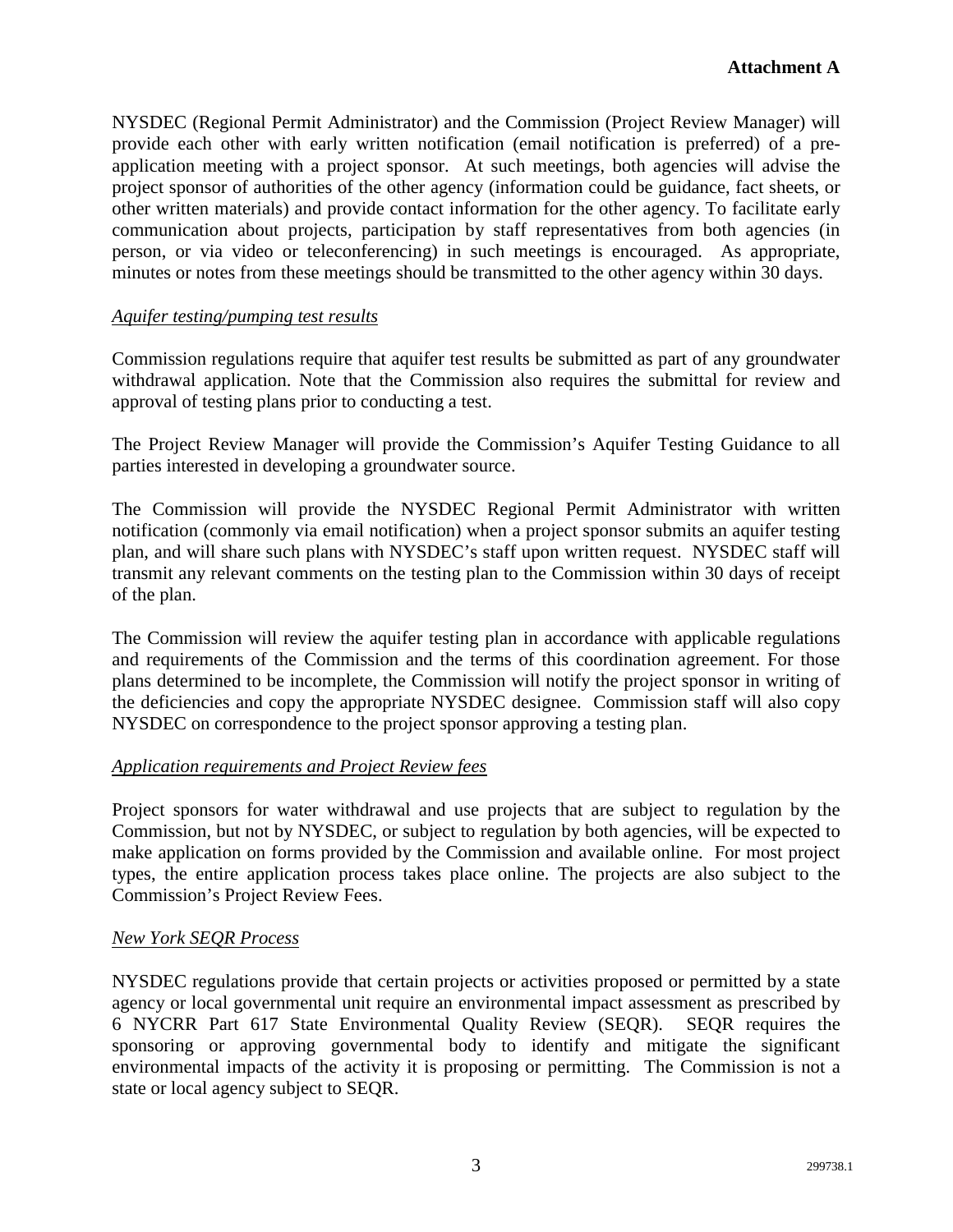**Attachment A**

NYSDEC (Regional Permit Administrator) and the Commission (Project Review Manager) will provide each other with early written notification (email notification is preferred) of a pre-application meeting with a project sponsor. At such meetings, both agencies will advise the project sponsor of authorities of the other agency (information could be guidance, fact sheets, or other written materials) and provide contact information for the other agency. To facilitate early communication about projects, participation by staff representatives from both agencies (in person, or via video or teleconferencing) in such meetings is encouraged. As appropriate, minutes or notes from these meetings should be transmitted to the other agency within 30 days.

*Aquifer testing/pumping test results*

Commission regulations require that aquifer test results be submitted as part of any groundwater withdrawal application. Note that the Commission also requires the submittal for review and approval of testing plans prior to conducting a test.

The Project Review Manager will provide the Commission's Aquifer Testing Guidance to all parties interested in developing a groundwater source.

The Commission will provide the NYSDEC Regional Permit Administrator with written notification (commonly via email notification) when a project sponsor submits an aquifer testing plan, and will share such plans with NYSDEC's staff upon written request. NYSDEC staff will transmit any relevant comments on the testing plan to the Commission within 30 days of receipt of the plan.

The Commission will review the aquifer testing plan in accordance with applicable regulations and requirements of the Commission and the terms of this coordination agreement. For those plans determined to be incomplete, the Commission will notify the project sponsor in writing of the deficiencies and copy the appropriate NYSDEC designee. Commission staff will also copy NYSDEC on correspondence to the project sponsor approving a testing plan.

*Application requirements and Project Review fees*

Project sponsors for water withdrawal and use projects that are subject to regulation by the Commission, but not by NYSDEC, or subject to regulation by both agencies, will be expected to make application on forms provided by the Commission and available online. For most project types, the entire application process takes place online. The projects are also subject to the Commission's Project Review Fees.

*New York SEQR Process*

NYSDEC regulations provide that certain projects or activities proposed or permitted by a state agency or local governmental unit require an environmental impact assessment as prescribed by 6 NYCRR Part 617 State Environmental Quality Review (SEQR). SEQR requires the sponsoring or approving governmental body to identify and mitigate the significant environmental impacts of the activity it is proposing or permitting. The Commission is not a state or local agency subject to SEQR.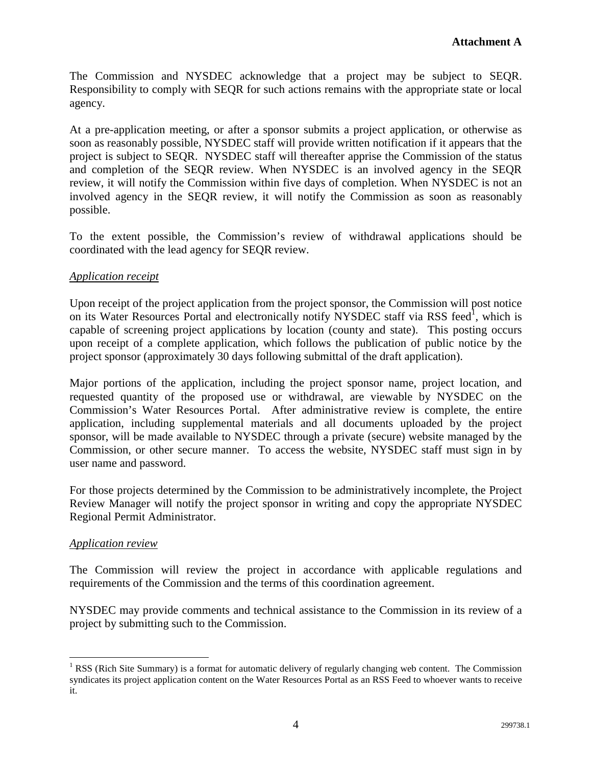**Attachment A**

The Commission and NYSDEC acknowledge that a project may be subject to SEQR. Responsibility to comply with SEQR for such actions remains with the appropriate state or local agency.

At a pre-application meeting, or after a sponsor submits a project application, or otherwise as soon as reasonably possible, NYSDEC staff will provide written notification if it appears that the project is subject to SEQR. NYSDEC staff will thereafter apprise the Commission of the status and completion of the SEQR review. When NYSDEC is an involved agency in the SEQR review, it will notify the Commission within five days of completion. When NYSDEC is not an involved agency in the SEQR review, it will notify the Commission as soon as reasonably possible.

To the extent possible, the Commission's review of withdrawal applications should be coordinated with the lead agency for SEQR review.

*Application receipt*

Upon receipt of the project application from the project sponsor, the Commission will post notice on its Water Resources Portal and electronically notify NYSDEC staff via RSS feed[1], which is capable of screening project applications by location (county and state). This posting occurs upon receipt of a complete application, which follows the publication of public notice by the project sponsor (approximately 30 days following submittal of the draft application).

Major portions of the application, including the project sponsor name, project location, and requested quantity of the proposed use or withdrawal, are viewable by NYSDEC on the Commission's Water Resources Portal. After administrative review is complete, the entire application, including supplemental materials and all documents uploaded by the project sponsor, will be made available to NYSDEC through a private (secure) website managed by the Commission, or other secure manner. To access the website, NYSDEC staff must sign in by user name and password.

For those projects determined by the Commission to be administratively incomplete, the Project Review Manager will notify the project sponsor in writing and copy the appropriate NYSDEC Regional Permit Administrator.

*Application review*

The Commission will review the project in accordance with applicable regulations and requirements of the Commission and the terms of this coordination agreement.

NYSDEC may provide comments and technical assistance to the Commission in its review of a project by submitting such to the Commission.

---

[1] RSS (Rich Site Summary) is a format for automatic delivery of regularly changing web content. The Commission syndicates its project application content on the Water Resources Portal as an RSS Feed to whoever wants to receive it.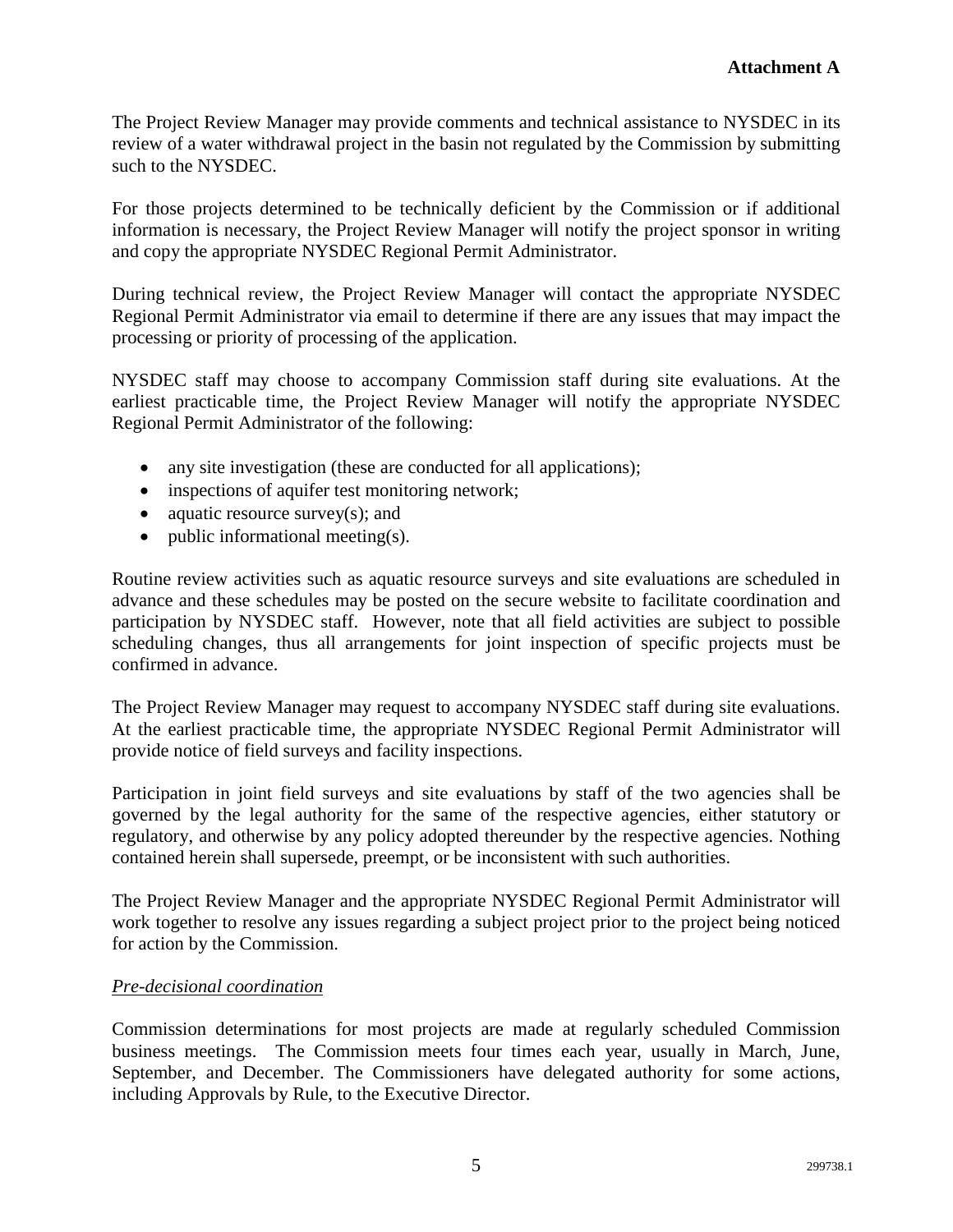The Project Review Manager may provide comments and technical assistance to NYSDEC in its review of a water withdrawal project in the basin not regulated by the Commission by submitting such to the NYSDEC.

For those projects determined to be technically deficient by the Commission or if additional information is necessary, the Project Review Manager will notify the project sponsor in writing and copy the appropriate NYSDEC Regional Permit Administrator.

During technical review, the Project Review Manager will contact the appropriate NYSDEC Regional Permit Administrator via email to determine if there are any issues that may impact the processing or priority of processing of the application.

NYSDEC staff may choose to accompany Commission staff during site evaluations. At the earliest practicable time, the Project Review Manager will notify the appropriate NYSDEC Regional Permit Administrator of the following:

- any site investigation (these are conducted for all applications);
- inspections of aquifer test monitoring network;
- aquatic resource survey(s); and
- public informational meeting(s).

Routine review activities such as aquatic resource surveys and site evaluations are scheduled in advance and these schedules may be posted on the secure website to facilitate coordination and participation by NYSDEC staff. However, note that all field activities are subject to possible scheduling changes, thus all arrangements for joint inspection of specific projects must be confirmed in advance.

The Project Review Manager may request to accompany NYSDEC staff during site evaluations. At the earliest practicable time, the appropriate NYSDEC Regional Permit Administrator will provide notice of field surveys and facility inspections.

Participation in joint field surveys and site evaluations by staff of the two agencies shall be governed by the legal authority for the same of the respective agencies, either statutory or regulatory, and otherwise by any policy adopted thereunder by the respective agencies. Nothing contained herein shall supersede, preempt, or be inconsistent with such authorities.

The Project Review Manager and the appropriate NYSDEC Regional Permit Administrator will work together to resolve any issues regarding a subject project prior to the project being noticed for action by the Commission.

*Pre-decisional coordination*

Commission determinations for most projects are made at regularly scheduled Commission business meetings. The Commission meets four times each year, usually in March, June, September, and December. The Commissioners have delegated authority for some actions, including Approvals by Rule, to the Executive Director.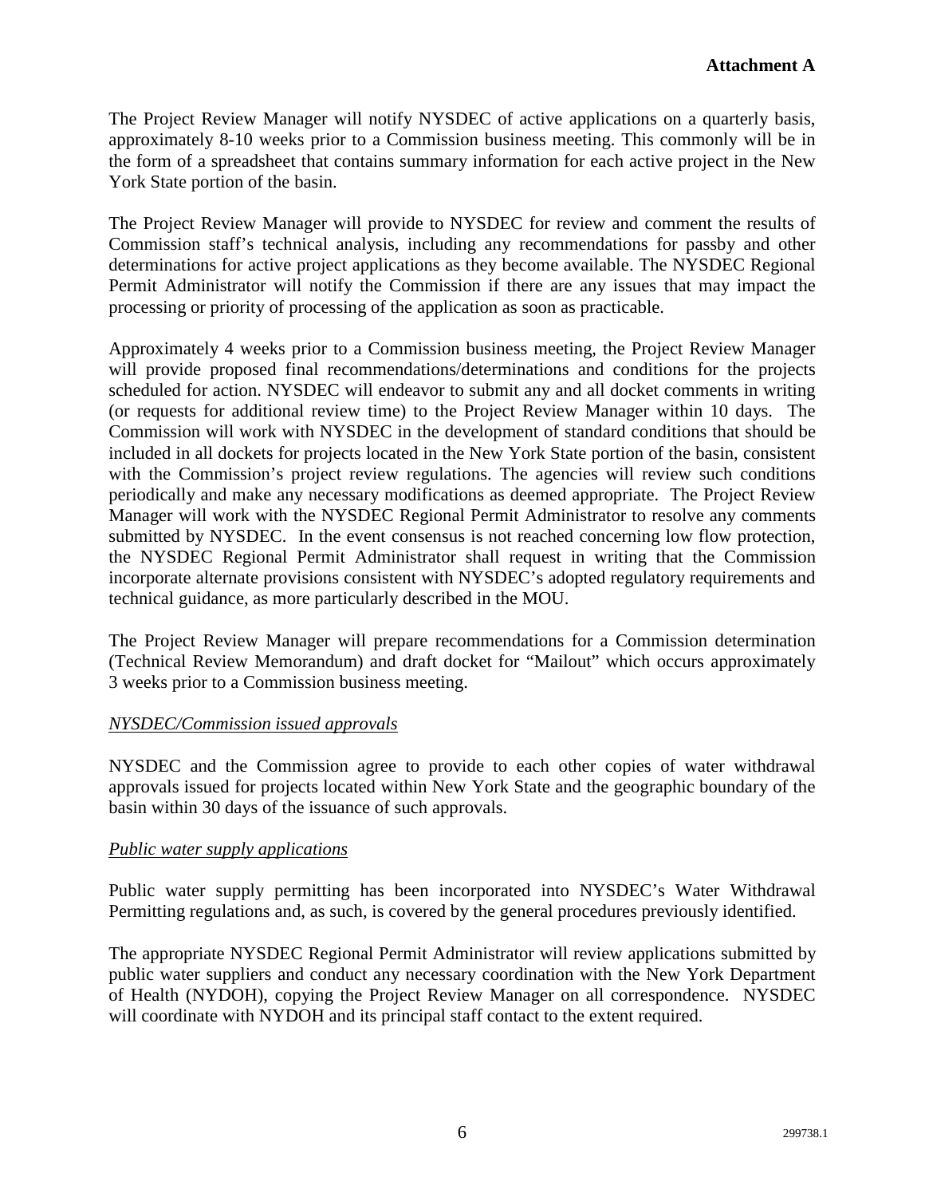**Attachment A**

The Project Review Manager will notify NYSDEC of active applications on a quarterly basis, approximately 8-10 weeks prior to a Commission business meeting. This commonly will be in the form of a spreadsheet that contains summary information for each active project in the New York State portion of the basin.

The Project Review Manager will provide to NYSDEC for review and comment the results of Commission staff's technical analysis, including any recommendations for passby and other determinations for active project applications as they become available. The NYSDEC Regional Permit Administrator will notify the Commission if there are any issues that may impact the processing or priority of processing of the application as soon as practicable.

Approximately 4 weeks prior to a Commission business meeting, the Project Review Manager will provide proposed final recommendations/determinations and conditions for the projects scheduled for action. NYSDEC will endeavor to submit any and all docket comments in writing (or requests for additional review time) to the Project Review Manager within 10 days. The Commission will work with NYSDEC in the development of standard conditions that should be included in all dockets for projects located in the New York State portion of the basin, consistent with the Commission's project review regulations. The agencies will review such conditions periodically and make any necessary modifications as deemed appropriate. The Project Review Manager will work with the NYSDEC Regional Permit Administrator to resolve any comments submitted by NYSDEC. In the event consensus is not reached concerning low flow protection, the NYSDEC Regional Permit Administrator shall request in writing that the Commission incorporate alternate provisions consistent with NYSDEC's adopted regulatory requirements and technical guidance, as more particularly described in the MOU.

The Project Review Manager will prepare recommendations for a Commission determination (Technical Review Memorandum) and draft docket for "Mailout" which occurs approximately 3 weeks prior to a Commission business meeting.

*NYSDEC/Commission issued approvals*

NYSDEC and the Commission agree to provide to each other copies of water withdrawal approvals issued for projects located within New York State and the geographic boundary of the basin within 30 days of the issuance of such approvals.

*Public water supply applications*

Public water supply permitting has been incorporated into NYSDEC's Water Withdrawal Permitting regulations and, as such, is covered by the general procedures previously identified.

The appropriate NYSDEC Regional Permit Administrator will review applications submitted by public water suppliers and conduct any necessary coordination with the New York Department of Health (NYDOH), copying the Project Review Manager on all correspondence. NYSDEC will coordinate with NYDOH and its principal staff contact to the extent required.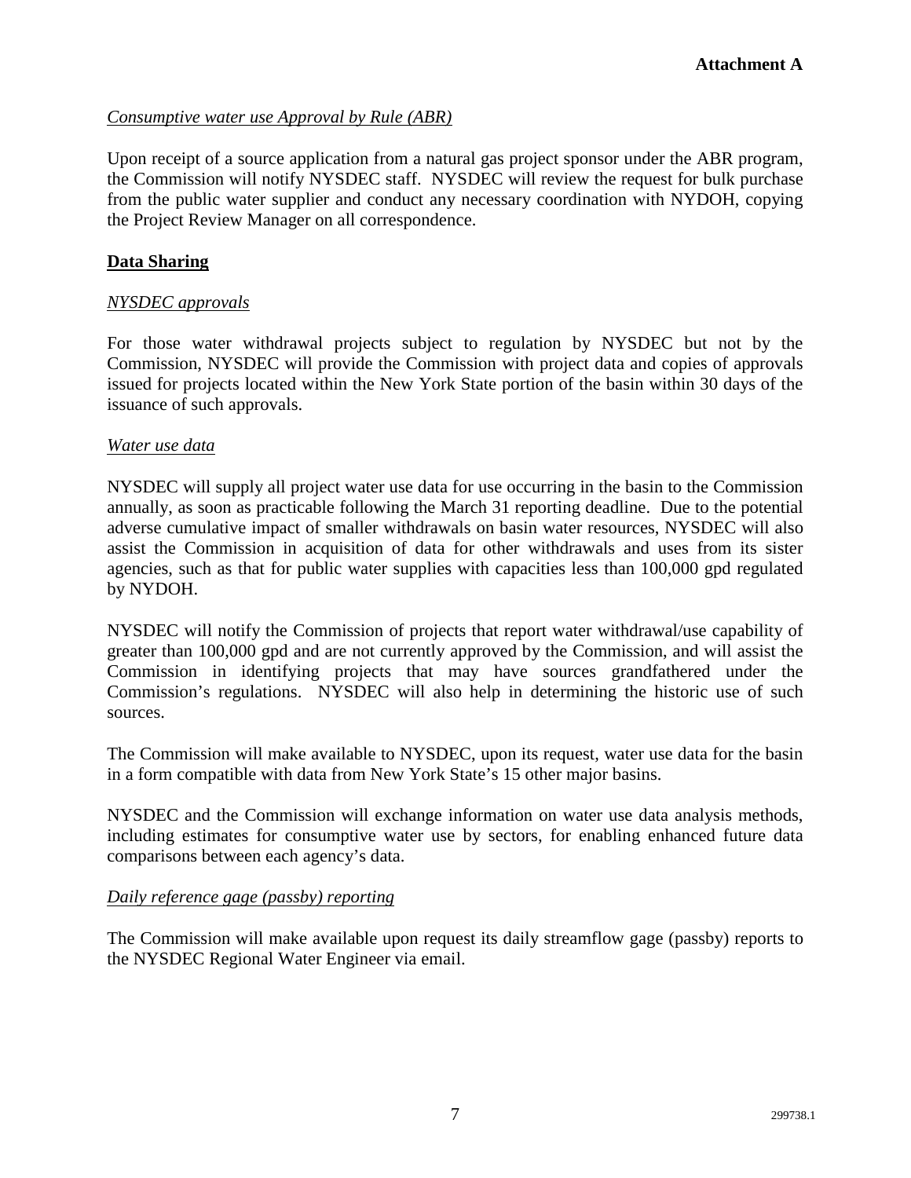**Attachment A**

*Consumptive water use Approval by Rule (ABR)*

Upon receipt of a source application from a natural gas project sponsor under the ABR program, the Commission will notify NYSDEC staff. NYSDEC will review the request for bulk purchase from the public water supplier and conduct any necessary coordination with NYDOH, copying the Project Review Manager on all correspondence.

## Data Sharing

*NYSDEC approvals*

For those water withdrawal projects subject to regulation by NYSDEC but not by the Commission, NYSDEC will provide the Commission with project data and copies of approvals issued for projects located within the New York State portion of the basin within 30 days of the issuance of such approvals.

*Water use data*

NYSDEC will supply all project water use data for use occurring in the basin to the Commission annually, as soon as practicable following the March 31 reporting deadline. Due to the potential adverse cumulative impact of smaller withdrawals on basin water resources, NYSDEC will also assist the Commission in acquisition of data for other withdrawals and uses from its sister agencies, such as that for public water supplies with capacities less than 100,000 gpd regulated by NYDOH.

NYSDEC will notify the Commission of projects that report water withdrawal/use capability of greater than 100,000 gpd and are not currently approved by the Commission, and will assist the Commission in identifying projects that may have sources grandfathered under the Commission's regulations. NYSDEC will also help in determining the historic use of such sources.

The Commission will make available to NYSDEC, upon its request, water use data for the basin in a form compatible with data from New York State's 15 other major basins.

NYSDEC and the Commission will exchange information on water use data analysis methods, including estimates for consumptive water use by sectors, for enabling enhanced future data comparisons between each agency's data.

*Daily reference gage (passby) reporting*

The Commission will make available upon request its daily streamflow gage (passby) reports to the NYSDEC Regional Water Engineer via email.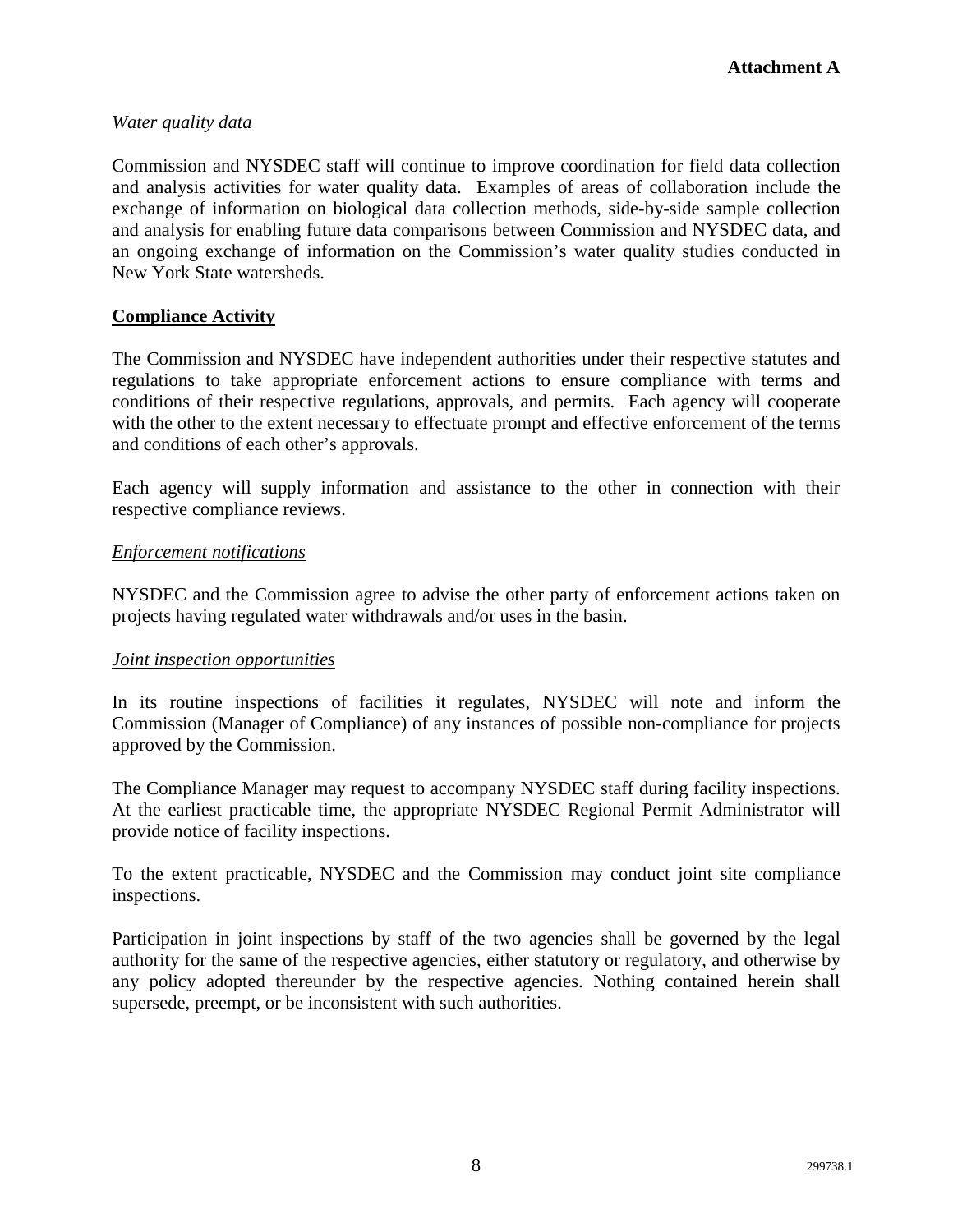**Attachment A**

*Water quality data*

Commission and NYSDEC staff will continue to improve coordination for field data collection and analysis activities for water quality data. Examples of areas of collaboration include the exchange of information on biological data collection methods, side-by-side sample collection and analysis for enabling future data comparisons between Commission and NYSDEC data, and an ongoing exchange of information on the Commission's water quality studies conducted in New York State watersheds.

**Compliance Activity**

The Commission and NYSDEC have independent authorities under their respective statutes and regulations to take appropriate enforcement actions to ensure compliance with terms and conditions of their respective regulations, approvals, and permits. Each agency will cooperate with the other to the extent necessary to effectuate prompt and effective enforcement of the terms and conditions of each other's approvals.

Each agency will supply information and assistance to the other in connection with their respective compliance reviews.

*Enforcement notifications*

NYSDEC and the Commission agree to advise the other party of enforcement actions taken on projects having regulated water withdrawals and/or uses in the basin.

*Joint inspection opportunities*

In its routine inspections of facilities it regulates, NYSDEC will note and inform the Commission (Manager of Compliance) of any instances of possible non-compliance for projects approved by the Commission.

The Compliance Manager may request to accompany NYSDEC staff during facility inspections. At the earliest practicable time, the appropriate NYSDEC Regional Permit Administrator will provide notice of facility inspections.

To the extent practicable, NYSDEC and the Commission may conduct joint site compliance inspections.

Participation in joint inspections by staff of the two agencies shall be governed by the legal authority for the same of the respective agencies, either statutory or regulatory, and otherwise by any policy adopted thereunder by the respective agencies. Nothing contained herein shall supersede, preempt, or be inconsistent with such authorities.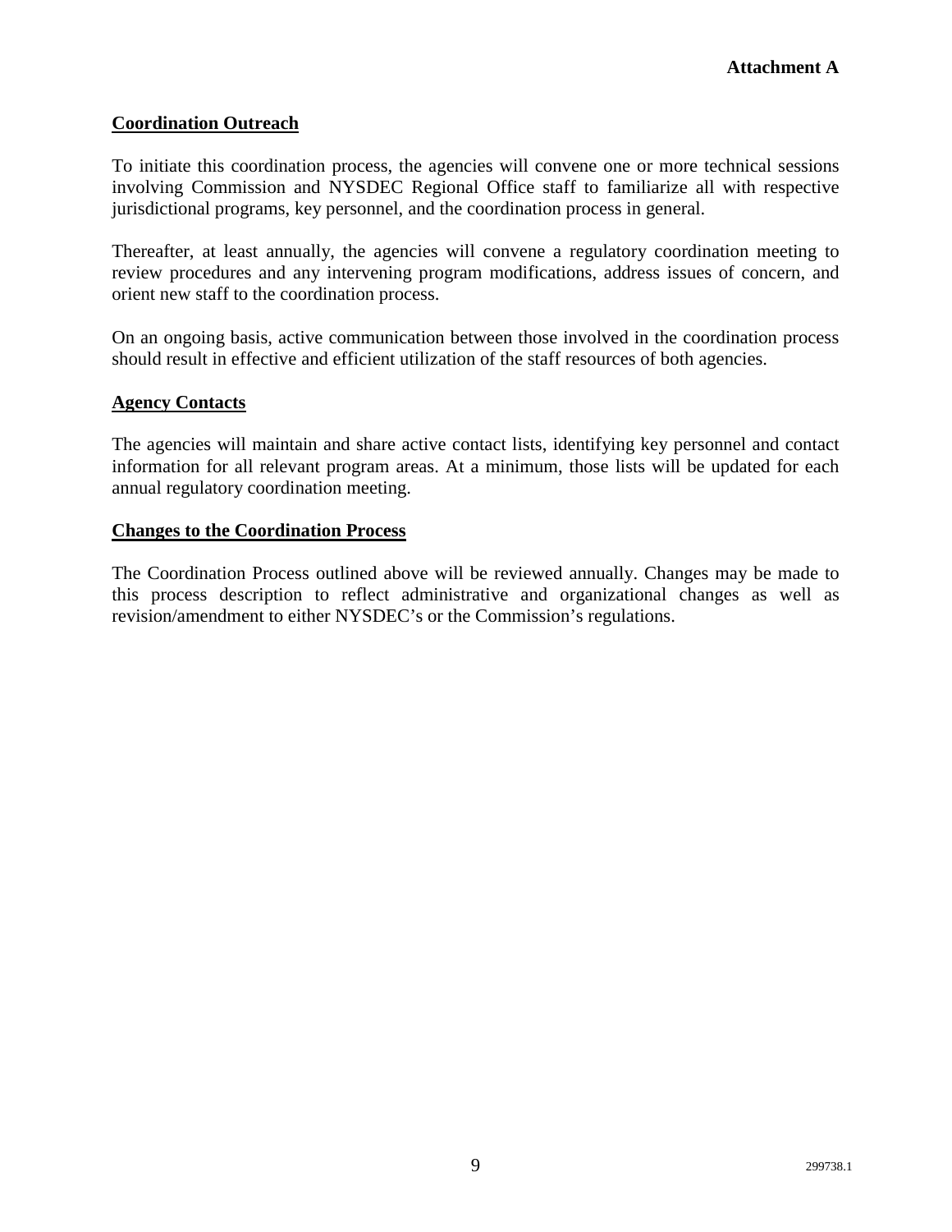**Attachment A**

**Coordination Outreach**

To initiate this coordination process, the agencies will convene one or more technical sessions involving Commission and NYSDEC Regional Office staff to familiarize all with respective jurisdictional programs, key personnel, and the coordination process in general.

Thereafter, at least annually, the agencies will convene a regulatory coordination meeting to review procedures and any intervening program modifications, address issues of concern, and orient new staff to the coordination process.

On an ongoing basis, active communication between those involved in the coordination process should result in effective and efficient utilization of the staff resources of both agencies.

**Agency Contacts**

The agencies will maintain and share active contact lists, identifying key personnel and contact information for all relevant program areas. At a minimum, those lists will be updated for each annual regulatory coordination meeting.

**Changes to the Coordination Process**

The Coordination Process outlined above will be reviewed annually. Changes may be made to this process description to reflect administrative and organizational changes as well as revision/amendment to either NYSDEC's or the Commission's regulations.

299738.1